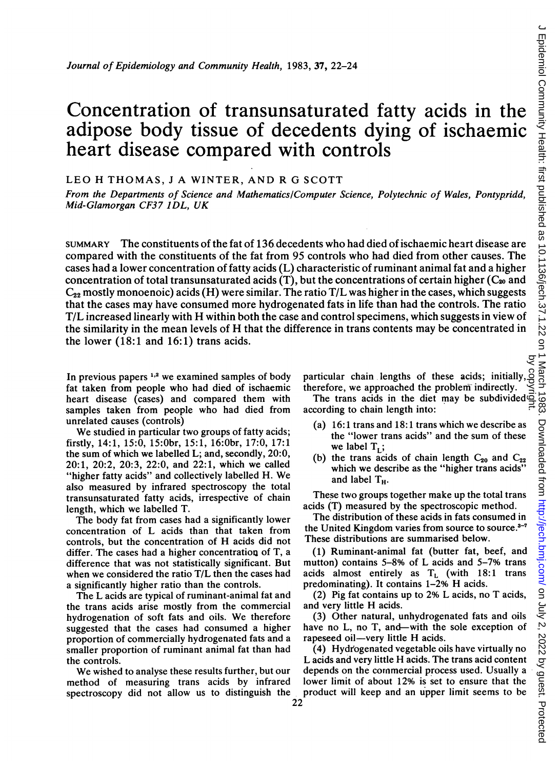# Concentration of transunsaturated fatty acids in the adipose body tissue of decedents dying of ischaemic heart disease compared with controls

LEO H THOMAS, J A WINTER, AND R G SCOTT

*From the Departments of Science and Mathematics/Computer Science, Polytechnic of Wales, Pontypridd, Mid-Glamorgan CF37 1DL, UK*

SUMMARY The constituents of the fat of 136 decedents who had died of ischaemic heart disease are compared with the constituents of the fat from 95 controls who had died from other causes. The cases had a lower concentration of fatty acids (L) characteristic of ruminant animal fat and a higher concentration of total transunsaturated acids (T), but the concentrations of certain higher ($C_{20}$ and $C_{22}$ mostly monoenoic) acids (H) were similar. The ratio T/L was higher in the cases, which suggests that the cases may have consumed more hydrogenated fats in life than had the controls. The ratio T/L increased linearly with H within both the case and control specimens, which suggests in view of the similarity in the mean levels of H that the difference in trans contents may be concentrated in the lower (18:1 and 16:1) trans acids.

In previous papers [1,2] we examined samples of body fat taken from people who had died of ischaemic heart disease (cases) and compared them with samples taken from people who had died from unrelated causes (controls)

We studied in particular two groups of fatty acids; firstly, 14:1, 15:0, 15:0br, 15:1, 16:0br, 17:0, 17:1 the sum of which we labelled L; and, secondly, 20:0, 20:1, 20:2, 20:3, 22:0, and 22:1, which we called "higher fatty acids" and collectively labelled H. We also measured by infrared spectroscopy the total transunsaturated fatty acids, irrespective of chain length, which we labelled T.

The body fat from cases had a significantly lower concentration of L acids than that taken from controls, but the concentration of H acids did not differ. The cases had a higher concentration of T, a difference that was not statistically significant. But when we considered the ratio T/L then the cases had a significantly higher ratio than the controls.

The L acids are typical of ruminant-animal fat and the trans acids arise mostly from the commercial hydrogenation of soft fats and oils. We therefore suggested that the cases had consumed a higher proportion of commercially hydrogenated fats and a smaller proportion of ruminant animal fat than had the controls.

We wished to analyse these results further, but our method of measuring trans acids by infrared spectroscopy did not allow us to distinguish the particular chain lengths of these acids; initially, therefore, we approached the problem indirectly.

The trans acids in the diet may be subdivided according to chain length into:

(a) 16:1 trans and 18:1 trans which we describe as the "lower trans acids" and the sum of these we label $T_L$;

(b) the trans acids of chain length $C_{20}$ and $C_{22}$ which we describe as the "higher trans acids" and label $T_H$.

These two groups together make up the total trans acids (T) measured by the spectroscopic method.

The distribution of these acids in fats consumed in the United Kingdom varies from source to source.[3-7] These distributions are summarised below.

(1) Ruminant-animal fat (butter fat, beef, and mutton) contains 5–8% of L acids and 5–7% trans acids almost entirely as $T_L$ (with 18:1 trans predominating). It contains 1–2% H acids.

(2) Pig fat contains up to 2% L acids, no T acids, and very little H acids.

(3) Other natural, unhydrogenated fats and oils have no L, no T, and—with the sole exception of rapeseed oil—very little H acids.

(4) Hydrogenated vegetable oils have virtually no L acids and very little H acids. The trans acid content depends on the commercial process used. Usually a lower limit of about 12% is set to ensure that the product will keep and an upper limit seems to be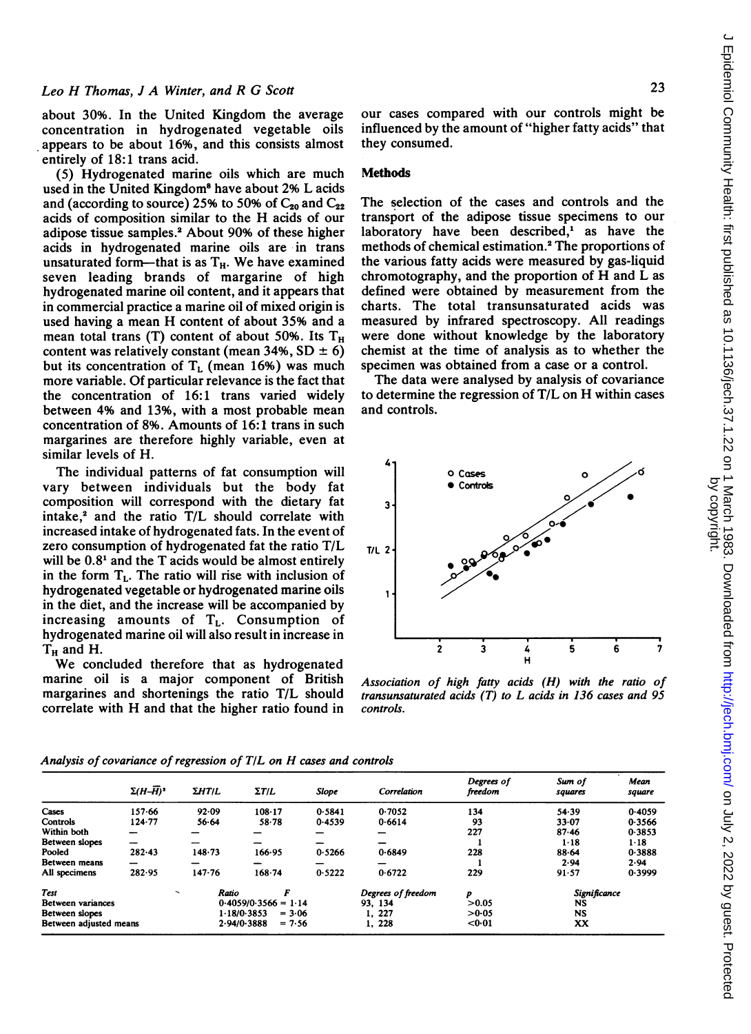about 30%. In the United Kingdom the average concentration in hydrogenated vegetable oils appears to be about 16%, and this consists almost entirely of 18:1 trans acid.

(5) Hydrogenated marine oils which are much used in the United Kingdom[8] have about 2% L acids and (according to source) 25% to 50% of $C_{20}$ and $C_{22}$ acids of composition similar to the H acids of our adipose tissue samples.[2] About 90% of these higher acids in hydrogenated marine oils are in trans unsaturated form—that is as $T_H$. We have examined seven leading brands of margarine of high hydrogenated marine oil content, and it appears that in commercial practice a marine oil of mixed origin is used having a mean H content of about 35% and a mean total trans (T) content of about 50%. Its $T_H$ content was relatively constant (mean 34%, SD ± 6) but its concentration of $T_L$ (mean 16%) was much more variable. Of particular relevance is the fact that the concentration of 16:1 trans varied widely between 4% and 13%, with a most probable mean concentration of 8%. Amounts of 16:1 trans in such margarines are therefore highly variable, even at similar levels of H.

The individual patterns of fat consumption will vary between individuals but the body fat composition will correspond with the dietary fat intake,[2] and the ratio T/L should correlate with increased intake of hydrogenated fats. In the event of zero consumption of hydrogenated fat the ratio T/L will be 0.8[1] and the T acids would be almost entirely in the form $T_L$. The ratio will rise with inclusion of hydrogenated vegetable or hydrogenated marine oils in the diet, and the increase will be accompanied by increasing amounts of $T_L$. Consumption of hydrogenated marine oil will also result in increase in $T_H$ and H.

We concluded therefore that as hydrogenated marine oil is a major component of British margarines and shortenings the ratio T/L should correlate with H and that the higher ratio found in our cases compared with our controls might be influenced by the amount of "higher fatty acids" that they consumed.

## Methods

The selection of the cases and controls and the transport of the adipose tissue specimens to our laboratory have been described,[1] as have the methods of chemical estimation.[2] The proportions of the various fatty acids were measured by gas-liquid chromatography, and the proportion of H and L as defined were obtained by measurement from the charts. The total transunsaturated acids was measured by infrared spectroscopy. All readings were done without knowledge by the laboratory chemist at the time of analysis as to whether the specimen was obtained from a case or a control.

The data were analysed by analysis of covariance to determine the regression of T/L on H within cases and controls.

*Association of high fatty acids (H) with the ratio of transunsaturated acids (T) to L acids in 136 cases and 95 controls.*

*Analysis of covariance of regression of T/L on H cases and controls*

| | $\Sigma(H-\bar{H})^2$ | $\Sigma HT/L$ | $\Sigma T/L$ | Slope | Correlation | Degrees of freedom | Sum of squares | Mean square |
|---|---|---|---|---|---|---|---|---|
| Cases | 157·66 | 92·09 | 108·17 | 0·5841 | 0·7052 | 134 | 54·39 | 0·4059 |
| Controls | 124·77 | 56·64 | 58·78 | 0·4539 | 0·6614 | 93 | 33·07 | 0·3566 |
| Within both | — | — | — | — | — | 227 | 87·46 | 0·3853 |
| Between slopes | — | — | — | — | — | 1 | 1·18 | 1·18 |
| Pooled | 282·43 | 148·73 | 166·95 | 0·5266 | 0·6849 | 228 | 88·64 | 0·3888 |
| Between means | — | — | — | — | — | 1 | 2·94 | 2·94 |
| All specimens | 282·95 | 147·76 | 168·74 | 0·5222 | 0·6722 | 229 | 91·57 | 0·3999 |

| Test | Ratio | F | Degrees of freedom | p | Significance |
|---|---|---|---|---|---|
| Between variances | 0·4059/0·3566 | = 1·14 | 93, 134 | >0·05 | NS |
| Between slopes | 1·18/0·3853 | = 3·06 | 1, 227 | >0·05 | NS |
| Between adjusted means | 2·94/0·3888 | = 7·56 | 1, 228 | <0·01 | XX |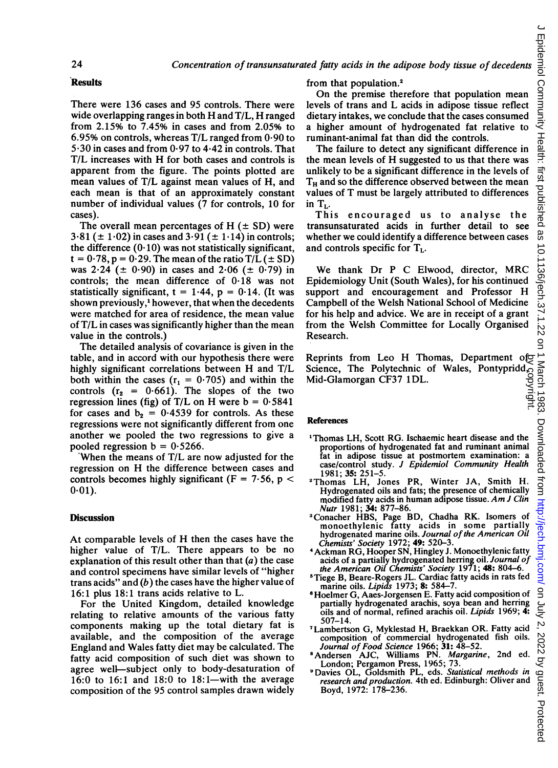## Results

There were 136 cases and 95 controls. There were wide overlapping ranges in both H and T/L, H ranged from 2.15% to 7.45% in cases and from 2.05% to 6.95% on controls, whereas T/L ranged from 0·90 to 5·30 in cases and from 0·97 to 4·42 in controls. That T/L increases with H for both cases and controls is apparent from the figure. The points plotted are mean values of T/L against mean values of H, and each mean is that of an approximately constant number of individual values (7 for controls, 10 for cases).

The overall mean percentages of H (± SD) were 3·81 (± 1·02) in cases and 3·91 (± 1·14) in controls; the difference (0·10) was not statistically significant, $t = 0·78$, $p = 0·29$. The mean of the ratio T/L (± SD) was 2·24 (± 0·90) in cases and 2·06 (± 0·79) in controls; the mean difference of 0·18 was not statistically significant, $t = 1·44$, $p = 0·14$. (It was shown previously,[1] however, that when the decedents were matched for area of residence, the mean value of T/L in cases was significantly higher than the mean value in the controls.)

The detailed analysis of covariance is given in the table, and in accord with our hypothesis there were highly significant correlations between H and T/L both within the cases ($r_1 = 0·705$) and within the controls ($r_2 = 0·661$). The slopes of the two regression lines (fig) of T/L on H were $b = 0·5841$ for cases and $b_2 = 0·4539$ for controls. As these regressions were not significantly different from one another we pooled the two regressions to give a pooled regression $b = 0·5266$.

When the means of T/L are now adjusted for the regression on H the difference between cases and controls becomes highly significant ($F = 7·56$, $p < 0·01$).

## Discussion

At comparable levels of H then the cases have the higher value of T/L. There appears to be no explanation of this result other than that (*a*) the case and control specimens have similar levels of "higher trans acids" and (*b*) the cases have the higher value of 16:1 plus 18:1 trans acids relative to L.

For the United Kingdom, detailed knowledge relating to relative amounts of the various fatty components making up the total dietary fat is available, and the composition of the average England and Wales fatty diet may be calculated. The fatty acid composition of such diet was shown to agree well—subject only to body-desaturation of 16:0 to 16:1 and 18:0 to 18:1—with the average composition of the 95 control samples drawn widely from that population.[2]

On the premise therefore that population mean levels of trans and L acids in adipose tissue reflect dietary intakes, we conclude that the cases consumed a higher amount of hydrogenated fat relative to ruminant-animal fat than did the controls.

The failure to detect any significant difference in the mean levels of H suggested to us that there was unlikely to be a significant difference in the levels of $T_H$ and so the difference observed between the mean values of T must be largely attributed to differences in $T_L$.

This encouraged us to analyse the transunsaturated acids in further detail to see whether we could identify a difference between cases and controls specific for $T_L$.

We thank Dr P C Elwood, director, MRC Epidemiology Unit (South Wales), for his continued support and encouragement and Professor H Campbell of the Welsh National School of Medicine for his help and advice. We are in receipt of a grant from the Welsh Committee for Locally Organised Research.

Reprints from Leo H Thomas, Department of Science, The Polytechnic of Wales, Pontypridd, Mid-Glamorgan CF37 1DL.

## References

1. Thomas LH, Scott RG. Ischaemic heart disease and the proportions of hydrogenated fat and ruminant animal fat in adipose tissue at postmortem examination: a case/control study. *J Epidemiol Community Health* 1981; **35:** 251–5.
2. Thomas LH, Jones PR, Winter JA, Smith H. Hydrogenated oils and fats; the presence of chemically modified fatty acids in human adipose tissue. *Am J Clin Nutr* 1981; **34:** 877–86.
3. Conacher HBS, Page BD, Chadha RK. Isomers of monoethylenic fatty acids in some partially hydrogenated marine oils. *Journal of the American Oil Chemists' Society* 1972; **49:** 520–3.
4. Ackman RG, Hooper SN, Hingley J. Monoethylenic fatty acids of a partially hydrogenated herring oil. *Journal of the American Oil Chemists' Society* 1971; **48:** 804–6.
5. Tiege B, Beare-Rogers JL. Cardiac fatty acids in rats fed marine oils. *Lipids* 1973; **8:** 584–7.
6. Hoelmer G, Aaes-Jorgensen E. Fatty acid composition of partially hydrogenated arachis, soya bean and herring oils and of normal, refined arachis oil. *Lipids* 1969; **4:** 507–14.
7. Lambertson G, Myklestad H, Braekkan OR. Fatty acid composition of commercial hydrogenated fish oils. *Journal of Food Science* 1966; **31:** 48–52.
8. Andersen AJC, Williams PN. *Margarine*, 2nd ed. London; Pergamon Press, 1965; 73.
9. Davies OL, Goldsmith PL, eds. *Statistical methods in research and production*. 4th ed. Edinburgh: Oliver and Boyd, 1972: 178–236.